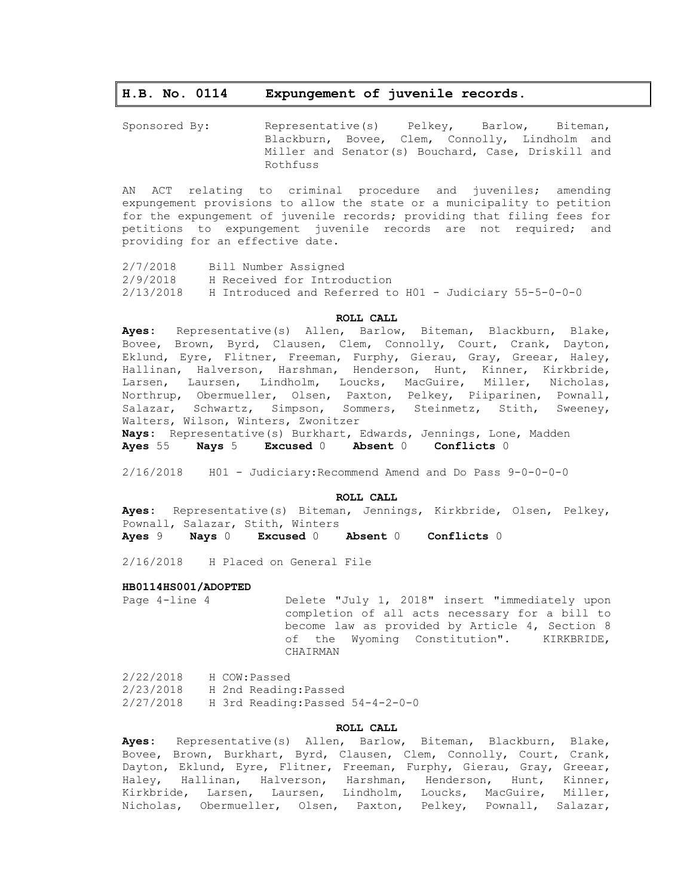# H.B. No. 0114 Expungement of juvenile records.

Sponsored By: Representative(s) Pelkey, Barlow, Biteman, Blackburn, Bovee, Clem, Connolly, Lindholm and Miller and Senator(s) Bouchard, Case, Driskill and Rothfuss

AN ACT relating to criminal procedure and juveniles; amending expungement provisions to allow the state or a municipality to petition for the expungement of juvenile records; providing that filing fees for petitions to expungement juvenile records are not required; and providing for an effective date.

2/7/2018 Bill Number Assigned
2/9/2018 H Received for Introduction
2/13/2018 H Introduced and Referred to H01 - Judiciary 55-5-0-0-0

**ROLL CALL**

**Ayes:** Representative(s) Allen, Barlow, Biteman, Blackburn, Blake, Bovee, Brown, Byrd, Clausen, Clem, Connolly, Court, Crank, Dayton, Eklund, Eyre, Flitner, Freeman, Furphy, Gierau, Gray, Greear, Haley, Hallinan, Halverson, Harshman, Henderson, Hunt, Kinner, Kirkbride, Larsen, Laursen, Lindholm, Loucks, MacGuire, Miller, Nicholas, Northrup, Obermueller, Olsen, Paxton, Pelkey, Piiparinen, Pownall, Salazar, Schwartz, Simpson, Sommers, Steinmetz, Stith, Sweeney, Walters, Wilson, Winters, Zwonitzer
**Nays:** Representative(s) Burkhart, Edwards, Jennings, Lone, Madden
**Ayes** 55 **Nays** 5 **Excused** 0 **Absent** 0 **Conflicts** 0

2/16/2018 H01 - Judiciary:Recommend Amend and Do Pass 9-0-0-0-0

**ROLL CALL**

**Ayes:** Representative(s) Biteman, Jennings, Kirkbride, Olsen, Pelkey, Pownall, Salazar, Stith, Winters
**Ayes** 9 **Nays** 0 **Excused** 0 **Absent** 0 **Conflicts** 0

2/16/2018 H Placed on General File

**HB0114HS001/ADOPTED**

Page 4-line 4 Delete "July 1, 2018" insert "immediately upon completion of all acts necessary for a bill to become law as provided by Article 4, Section 8 of the Wyoming Constitution". KIRKBRIDE, CHAIRMAN

2/22/2018 H COW:Passed
2/23/2018 H 2nd Reading:Passed
2/27/2018 H 3rd Reading:Passed 54-4-2-0-0

**ROLL CALL**

**Ayes:** Representative(s) Allen, Barlow, Biteman, Blackburn, Blake, Bovee, Brown, Burkhart, Byrd, Clausen, Clem, Connolly, Court, Crank, Dayton, Eklund, Eyre, Flitner, Freeman, Furphy, Gierau, Gray, Greear, Haley, Hallinan, Halverson, Harshman, Henderson, Hunt, Kinner, Kirkbride, Larsen, Laursen, Lindholm, Loucks, MacGuire, Miller, Nicholas, Obermueller, Olsen, Paxton, Pelkey, Pownall, Salazar,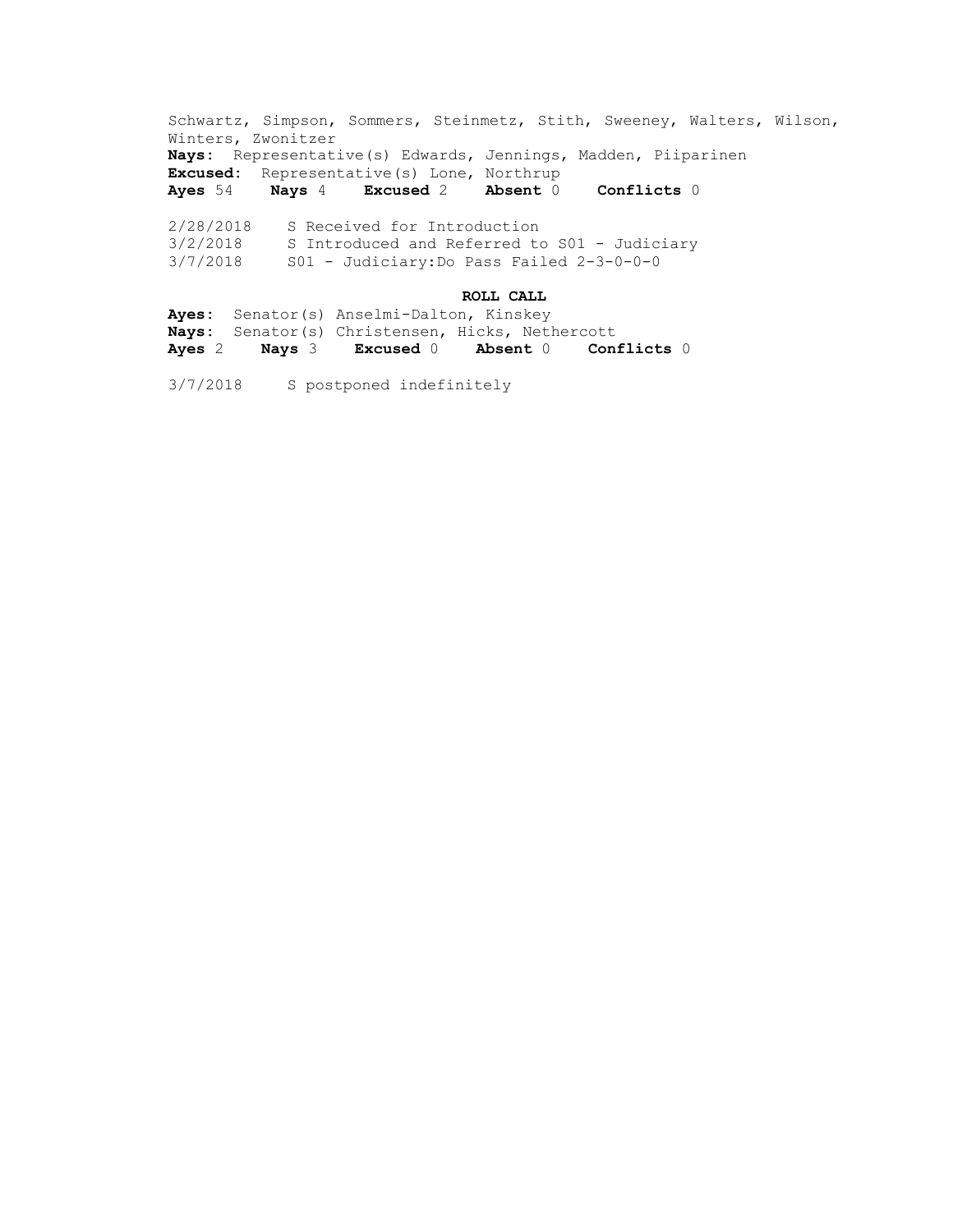Schwartz, Simpson, Sommers, Steinmetz, Stith, Sweeney, Walters, Wilson, Winters, Zwonitzer
**Nays:** Representative(s) Edwards, Jennings, Madden, Piiparinen
**Excused:** Representative(s) Lone, Northrup
**Ayes** 54 **Nays** 4 **Excused** 2 **Absent** 0 **Conflicts** 0

2/28/2018 S Received for Introduction
3/2/2018 S Introduced and Referred to S01 - Judiciary
3/7/2018 S01 - Judiciary:Do Pass Failed 2-3-0-0-0

**ROLL CALL**

**Ayes:** Senator(s) Anselmi-Dalton, Kinskey
**Nays:** Senator(s) Christensen, Hicks, Nethercott
**Ayes** 2 **Nays** 3 **Excused** 0 **Absent** 0 **Conflicts** 0

3/7/2018 S postponed indefinitely